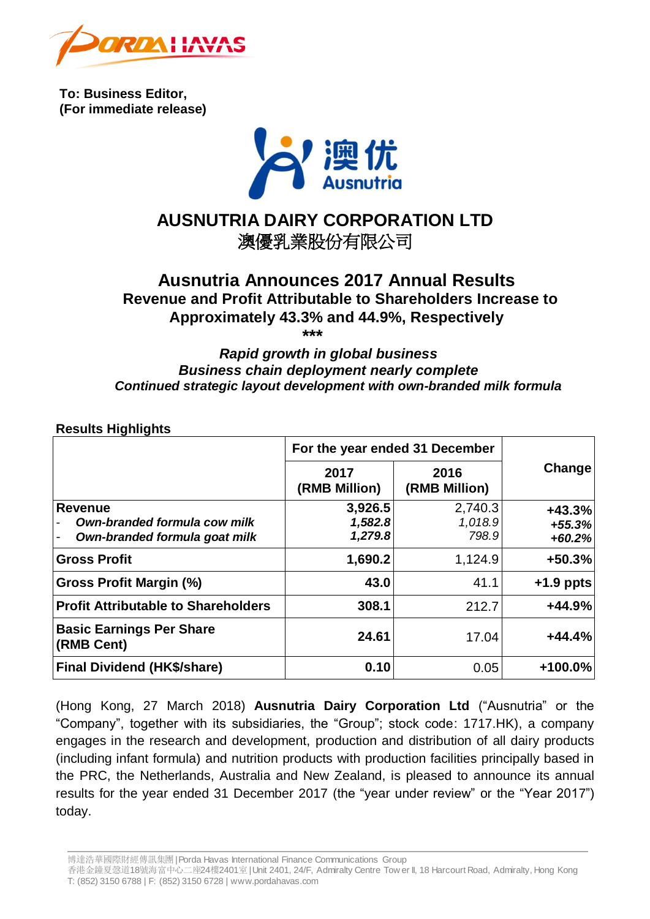**To: Business Editor,**
**(For immediate release)**

# AUSNUTRIA DAIRY CORPORATION LTD
# 澳優乳業股份有限公司

## Ausnutria Announces 2017 Annual Results
### Revenue and Profit Attributable to Shareholders Increase to Approximately 43.3% and 44.9%, Respectively

***

***Rapid growth in global business***
***Business chain deployment nearly complete***
***Continued strategic layout development with own-branded milk formula***

**Results Highlights**

| | For the year ended 31 December | | Change |
|---|---|---|---|
| | **2017 (RMB Million)** | **2016 (RMB Million)** | |
| **Revenue** | **3,926.5** | 2,740.3 | **+43.3%** |
| - ***Own-branded formula cow milk*** | ***1,582.8*** | *1,018.9* | ***+55.3%*** |
| - ***Own-branded formula goat milk*** | ***1,279.8*** | *798.9* | ***+60.2%*** |
| **Gross Profit** | **1,690.2** | 1,124.9 | **+50.3%** |
| **Gross Profit Margin (%)** | **43.0** | 41.1 | **+1.9 ppts** |
| **Profit Attributable to Shareholders** | **308.1** | 212.7 | **+44.9%** |
| **Basic Earnings Per Share (RMB Cent)** | **24.61** | 17.04 | **+44.4%** |
| **Final Dividend (HK$/share)** | **0.10** | 0.05 | **+100.0%** |

(Hong Kong, 27 March 2018) **Ausnutria Dairy Corporation Ltd** ("Ausnutria" or the "Company", together with its subsidiaries, the "Group"; stock code: 1717.HK), a company engages in the research and development, production and distribution of all dairy products (including infant formula) and nutrition products with production facilities principally based in the PRC, the Netherlands, Australia and New Zealand, is pleased to announce its annual results for the year ended 31 December 2017 (the "year under review" or the "Year 2017") today.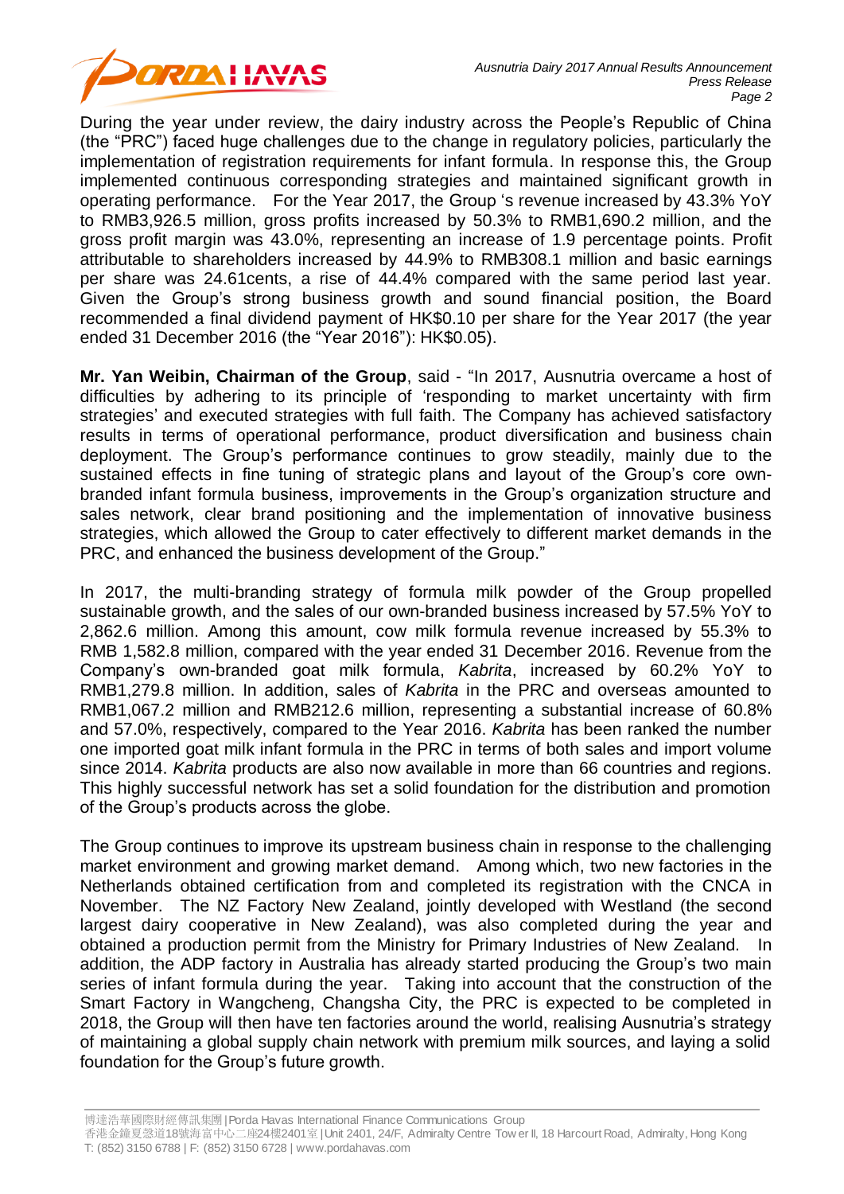During the year under review, the dairy industry across the People's Republic of China (the "PRC") faced huge challenges due to the change in regulatory policies, particularly the implementation of registration requirements for infant formula. In response this, the Group implemented continuous corresponding strategies and maintained significant growth in operating performance. For the Year 2017, the Group 's revenue increased by 43.3% YoY to RMB3,926.5 million, gross profits increased by 50.3% to RMB1,690.2 million, and the gross profit margin was 43.0%, representing an increase of 1.9 percentage points. Profit attributable to shareholders increased by 44.9% to RMB308.1 million and basic earnings per share was 24.61cents, a rise of 44.4% compared with the same period last year. Given the Group's strong business growth and sound financial position, the Board recommended a final dividend payment of HK$0.10 per share for the Year 2017 (the year ended 31 December 2016 (the "Year 2016"): HK$0.05).

**Mr. Yan Weibin, Chairman of the Group**, said - "In 2017, Ausnutria overcame a host of difficulties by adhering to its principle of 'responding to market uncertainty with firm strategies' and executed strategies with full faith. The Company has achieved satisfactory results in terms of operational performance, product diversification and business chain deployment. The Group's performance continues to grow steadily, mainly due to the sustained effects in fine tuning of strategic plans and layout of the Group's core own-branded infant formula business, improvements in the Group's organization structure and sales network, clear brand positioning and the implementation of innovative business strategies, which allowed the Group to cater effectively to different market demands in the PRC, and enhanced the business development of the Group."

In 2017, the multi-branding strategy of formula milk powder of the Group propelled sustainable growth, and the sales of our own-branded business increased by 57.5% YoY to 2,862.6 million. Among this amount, cow milk formula revenue increased by 55.3% to RMB 1,582.8 million, compared with the year ended 31 December 2016. Revenue from the Company's own-branded goat milk formula, *Kabrita*, increased by 60.2% YoY to RMB1,279.8 million. In addition, sales of *Kabrita* in the PRC and overseas amounted to RMB1,067.2 million and RMB212.6 million, representing a substantial increase of 60.8% and 57.0%, respectively, compared to the Year 2016. *Kabrita* has been ranked the number one imported goat milk infant formula in the PRC in terms of both sales and import volume since 2014. *Kabrita* products are also now available in more than 66 countries and regions. This highly successful network has set a solid foundation for the distribution and promotion of the Group's products across the globe.

The Group continues to improve its upstream business chain in response to the challenging market environment and growing market demand. Among which, two new factories in the Netherlands obtained certification from and completed its registration with the CNCA in November. The NZ Factory New Zealand, jointly developed with Westland (the second largest dairy cooperative in New Zealand), was also completed during the year and obtained a production permit from the Ministry for Primary Industries of New Zealand. In addition, the ADP factory in Australia has already started producing the Group's two main series of infant formula during the year. Taking into account that the construction of the Smart Factory in Wangcheng, Changsha City, the PRC is expected to be completed in 2018, the Group will then have ten factories around the world, realising Ausnutria's strategy of maintaining a global supply chain network with premium milk sources, and laying a solid foundation for the Group's future growth.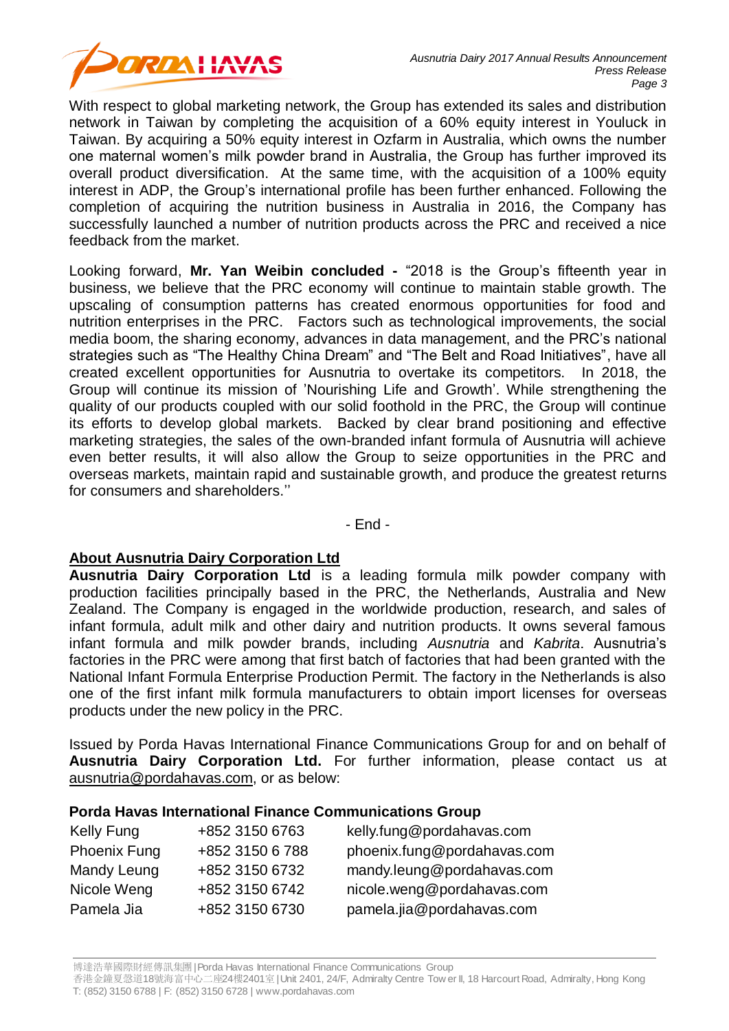With respect to global marketing network, the Group has extended its sales and distribution network in Taiwan by completing the acquisition of a 60% equity interest in Youluck in Taiwan. By acquiring a 50% equity interest in Ozfarm in Australia, which owns the number one maternal women's milk powder brand in Australia, the Group has further improved its overall product diversification. At the same time, with the acquisition of a 100% equity interest in ADP, the Group's international profile has been further enhanced. Following the completion of acquiring the nutrition business in Australia in 2016, the Company has successfully launched a number of nutrition products across the PRC and received a nice feedback from the market.

Looking forward, **Mr. Yan Weibin concluded -** "2018 is the Group's fifteenth year in business, we believe that the PRC economy will continue to maintain stable growth. The upscaling of consumption patterns has created enormous opportunities for food and nutrition enterprises in the PRC. Factors such as technological improvements, the social media boom, the sharing economy, advances in data management, and the PRC's national strategies such as "The Healthy China Dream" and "The Belt and Road Initiatives", have all created excellent opportunities for Ausnutria to overtake its competitors. In 2018, the Group will continue its mission of 'Nourishing Life and Growth'. While strengthening the quality of our products coupled with our solid foothold in the PRC, the Group will continue its efforts to develop global markets. Backed by clear brand positioning and effective marketing strategies, the sales of the own-branded infant formula of Ausnutria will achieve even better results, it will also allow the Group to seize opportunities in the PRC and overseas markets, maintain rapid and sustainable growth, and produce the greatest returns for consumers and shareholders.''

- End -

**About Ausnutria Dairy Corporation Ltd**

**Ausnutria Dairy Corporation Ltd** is a leading formula milk powder company with production facilities principally based in the PRC, the Netherlands, Australia and New Zealand. The Company is engaged in the worldwide production, research, and sales of infant formula, adult milk and other dairy and nutrition products. It owns several famous infant formula and milk powder brands, including *Ausnutria* and *Kabrita*. Ausnutria's factories in the PRC were among that first batch of factories that had been granted with the National Infant Formula Enterprise Production Permit. The factory in the Netherlands is also one of the first infant milk formula manufacturers to obtain import licenses for overseas products under the new policy in the PRC.

Issued by Porda Havas International Finance Communications Group for and on behalf of **Ausnutria Dairy Corporation Ltd.** For further information, please contact us at ausnutria@pordahavas.com, or as below:

**Porda Havas International Finance Communications Group**

| | | |
|---|---|---|
| Kelly Fung | +852 3150 6763 | kelly.fung@pordahavas.com |
| Phoenix Fung | +852 3150 6 788 | phoenix.fung@pordahavas.com |
| Mandy Leung | +852 3150 6732 | mandy.leung@pordahavas.com |
| Nicole Weng | +852 3150 6742 | nicole.weng@pordahavas.com |
| Pamela Jia | +852 3150 6730 | pamela.jia@pordahavas.com |